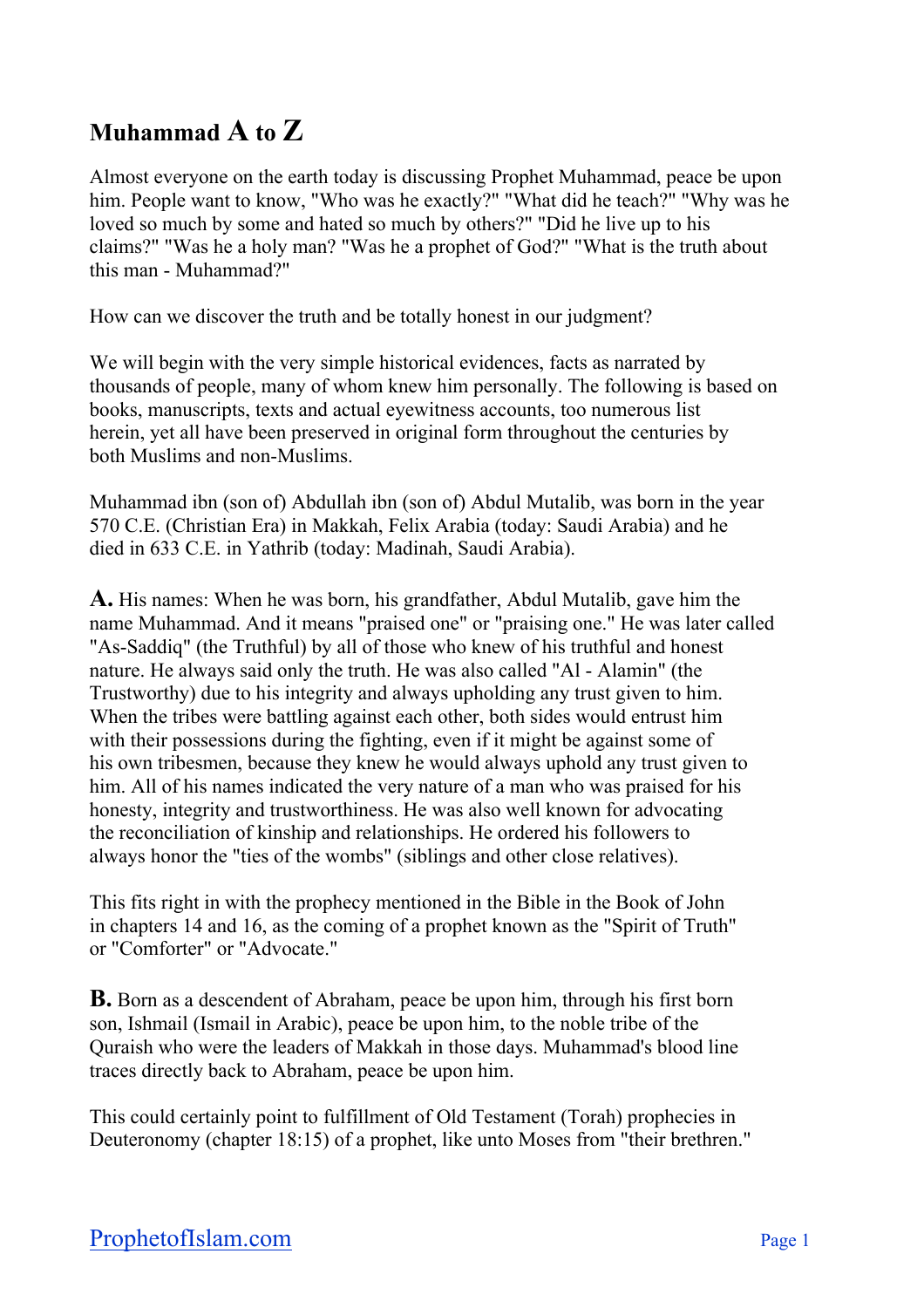# Muhammad A to Z

Almost everyone on the earth today is discussing Prophet Muhammad, peace be upon him. People want to know, "Who was he exactly?" "What did he teach?" "Why was he loved so much by some and hated so much by others?" "Did he live up to his claims?" "Was he a holy man? "Was he a prophet of God?" "What is the truth about this man - Muhammad?"

How can we discover the truth and be totally honest in our judgment?

We will begin with the very simple historical evidences, facts as narrated by thousands of people, many of whom knew him personally. The following is based on books, manuscripts, texts and actual eyewitness accounts, too numerous list herein, yet all have been preserved in original form throughout the centuries by both Muslims and non-Muslims.

Muhammad ibn (son of) Abdullah ibn (son of) Abdul Mutalib, was born in the year 570 C.E. (Christian Era) in Makkah, Felix Arabia (today: Saudi Arabia) and he died in 633 C.E. in Yathrib (today: Madinah, Saudi Arabia).

**A.** His names: When he was born, his grandfather, Abdul Mutalib, gave him the name Muhammad. And it means "praised one" or "praising one." He was later called "As-Saddiq" (the Truthful) by all of those who knew of his truthful and honest nature. He always said only the truth. He was also called "Al - Alamin" (the Trustworthy) due to his integrity and always upholding any trust given to him. When the tribes were battling against each other, both sides would entrust him with their possessions during the fighting, even if it might be against some of his own tribesmen, because they knew he would always uphold any trust given to him. All of his names indicated the very nature of a man who was praised for his honesty, integrity and trustworthiness. He was also well known for advocating the reconciliation of kinship and relationships. He ordered his followers to always honor the "ties of the wombs" (siblings and other close relatives).

This fits right in with the prophecy mentioned in the Bible in the Book of John in chapters 14 and 16, as the coming of a prophet known as the "Spirit of Truth" or "Comforter" or "Advocate."

**B.** Born as a descendent of Abraham, peace be upon him, through his first born son, Ishmail (Ismail in Arabic), peace be upon him, to the noble tribe of the Quraish who were the leaders of Makkah in those days. Muhammad's blood line traces directly back to Abraham, peace be upon him.

This could certainly point to fulfillment of Old Testament (Torah) prophecies in Deuteronomy (chapter 18:15) of a prophet, like unto Moses from "their brethren."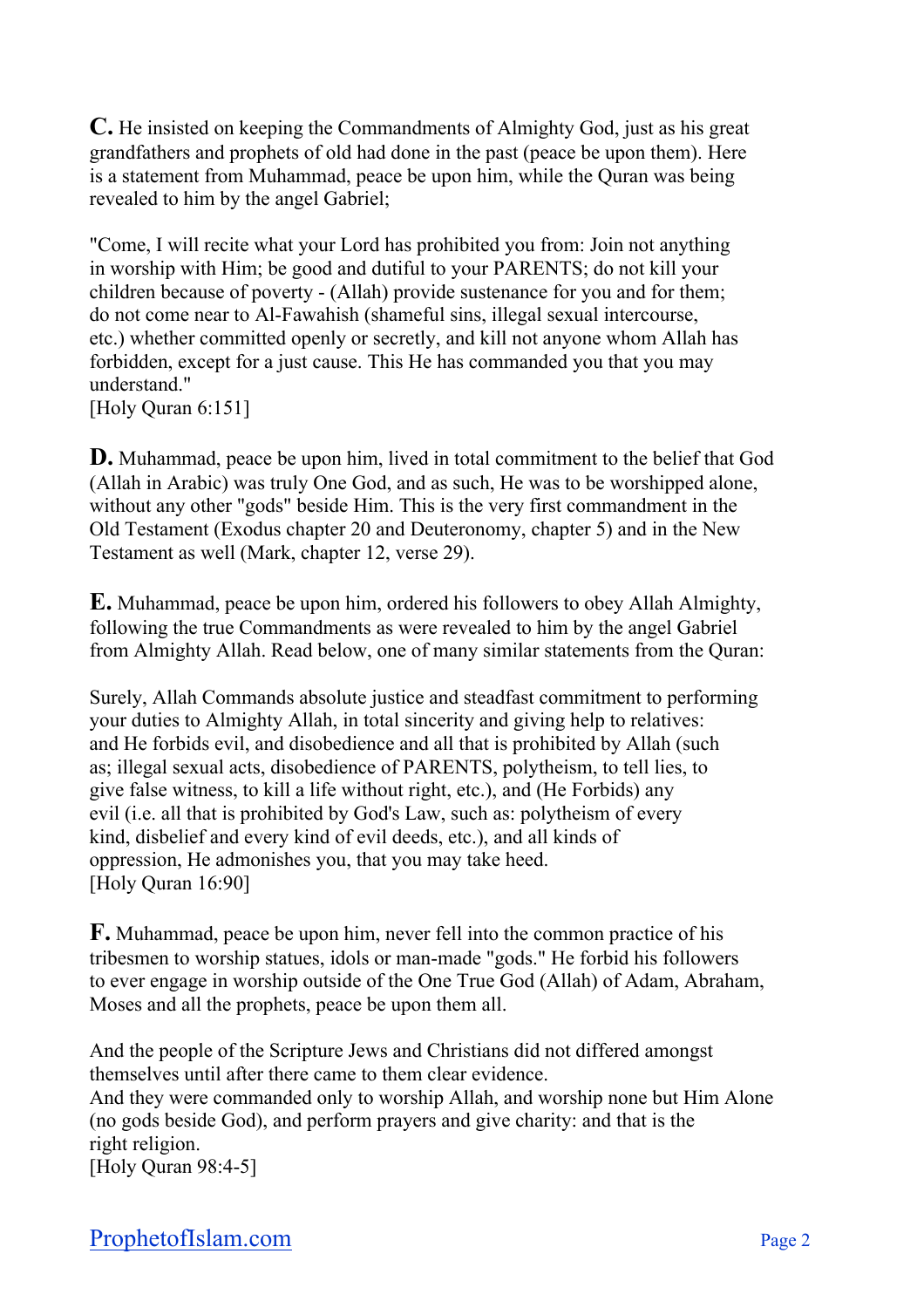**C.** He insisted on keeping the Commandments of Almighty God, just as his great grandfathers and prophets of old had done in the past (peace be upon them). Here is a statement from Muhammad, peace be upon him, while the Quran was being revealed to him by the angel Gabriel;

"Come, I will recite what your Lord has prohibited you from: Join not anything in worship with Him; be good and dutiful to your PARENTS; do not kill your children because of poverty - (Allah) provide sustenance for you and for them; do not come near to Al-Fawahish (shameful sins, illegal sexual intercourse, etc.) whether committed openly or secretly, and kill not anyone whom Allah has forbidden, except for a just cause. This He has commanded you that you may understand."
[Holy Quran 6:151]

**D.** Muhammad, peace be upon him, lived in total commitment to the belief that God (Allah in Arabic) was truly One God, and as such, He was to be worshipped alone, without any other "gods" beside Him. This is the very first commandment in the Old Testament (Exodus chapter 20 and Deuteronomy, chapter 5) and in the New Testament as well (Mark, chapter 12, verse 29).

**E.** Muhammad, peace be upon him, ordered his followers to obey Allah Almighty, following the true Commandments as were revealed to him by the angel Gabriel from Almighty Allah. Read below, one of many similar statements from the Quran:

Surely, Allah Commands absolute justice and steadfast commitment to performing your duties to Almighty Allah, in total sincerity and giving help to relatives: and He forbids evil, and disobedience and all that is prohibited by Allah (such as; illegal sexual acts, disobedience of PARENTS, polytheism, to tell lies, to give false witness, to kill a life without right, etc.), and (He Forbids) any evil (i.e. all that is prohibited by God's Law, such as: polytheism of every kind, disbelief and every kind of evil deeds, etc.), and all kinds of oppression, He admonishes you, that you may take heed.
[Holy Quran 16:90]

**F.** Muhammad, peace be upon him, never fell into the common practice of his tribesmen to worship statues, idols or man-made "gods." He forbid his followers to ever engage in worship outside of the One True God (Allah) of Adam, Abraham, Moses and all the prophets, peace be upon them all.

And the people of the Scripture Jews and Christians did not differed amongst themselves until after there came to them clear evidence.
And they were commanded only to worship Allah, and worship none but Him Alone (no gods beside God), and perform prayers and give charity: and that is the right religion.
[Holy Quran 98:4-5]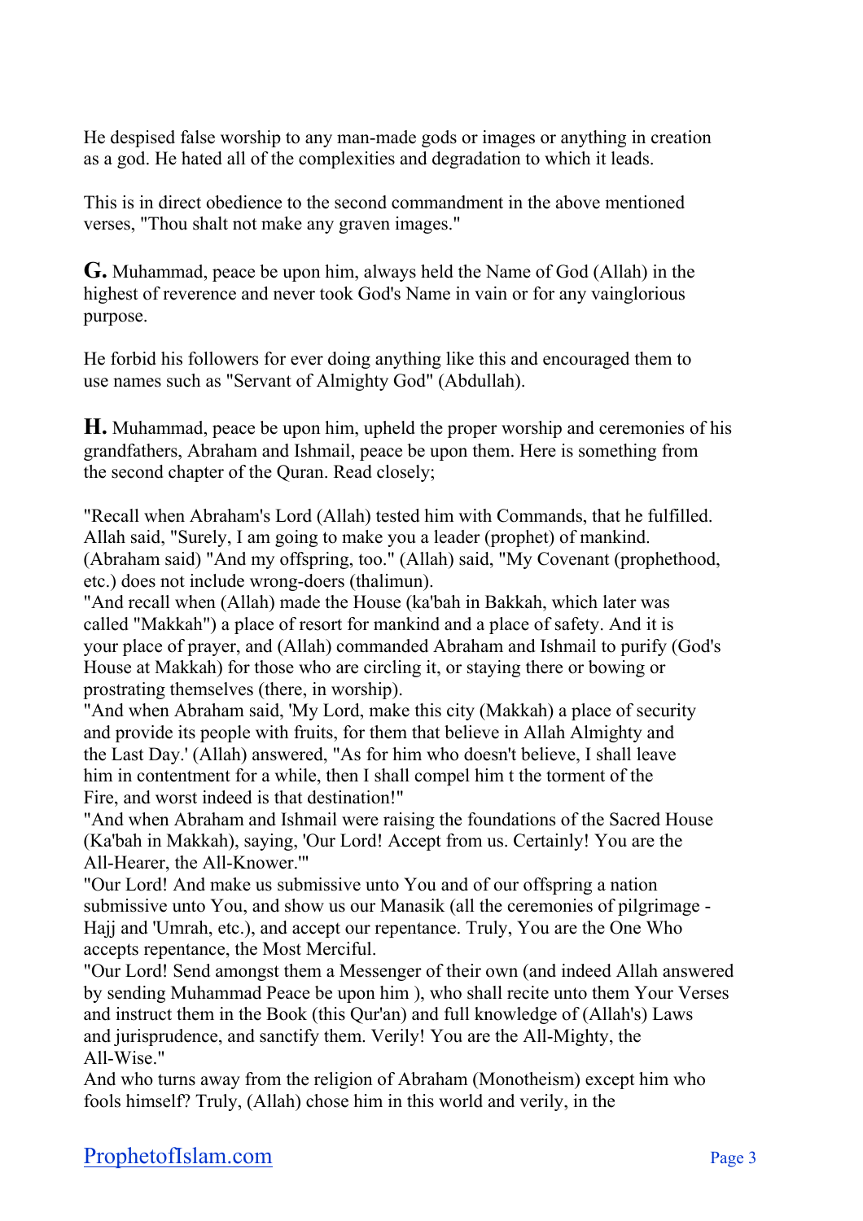He despised false worship to any man-made gods or images or anything in creation as a god. He hated all of the complexities and degradation to which it leads.

This is in direct obedience to the second commandment in the above mentioned verses, "Thou shalt not make any graven images."

**G.** Muhammad, peace be upon him, always held the Name of God (Allah) in the highest of reverence and never took God's Name in vain or for any vainglorious purpose.

He forbid his followers for ever doing anything like this and encouraged them to use names such as "Servant of Almighty God" (Abdullah).

**H.** Muhammad, peace be upon him, upheld the proper worship and ceremonies of his grandfathers, Abraham and Ishmail, peace be upon them. Here is something from the second chapter of the Quran. Read closely;

"Recall when Abraham's Lord (Allah) tested him with Commands, that he fulfilled. Allah said, "Surely, I am going to make you a leader (prophet) of mankind. (Abraham said) "And my offspring, too." (Allah) said, "My Covenant (prophethood, etc.) does not include wrong-doers (thalimun).
"And recall when (Allah) made the House (ka'bah in Bakkah, which later was called "Makkah") a place of resort for mankind and a place of safety. And it is your place of prayer, and (Allah) commanded Abraham and Ishmail to purify (God's House at Makkah) for those who are circling it, or staying there or bowing or prostrating themselves (there, in worship).
"And when Abraham said, 'My Lord, make this city (Makkah) a place of security and provide its people with fruits, for them that believe in Allah Almighty and the Last Day.' (Allah) answered, "As for him who doesn't believe, I shall leave him in contentment for a while, then I shall compel him t the torment of the Fire, and worst indeed is that destination!"
"And when Abraham and Ishmail were raising the foundations of the Sacred House (Ka'bah in Makkah), saying, 'Our Lord! Accept from us. Certainly! You are the All-Hearer, the All-Knower.'"
"Our Lord! And make us submissive unto You and of our offspring a nation submissive unto You, and show us our Manasik (all the ceremonies of pilgrimage - Hajj and 'Umrah, etc.), and accept our repentance. Truly, You are the One Who accepts repentance, the Most Merciful.
"Our Lord! Send amongst them a Messenger of their own (and indeed Allah answered by sending Muhammad Peace be upon him ), who shall recite unto them Your Verses and instruct them in the Book (this Qur'an) and full knowledge of (Allah's) Laws and jurisprudence, and sanctify them. Verily! You are the All-Mighty, the All-Wise."
And who turns away from the religion of Abraham (Monotheism) except him who fools himself? Truly, (Allah) chose him in this world and verily, in the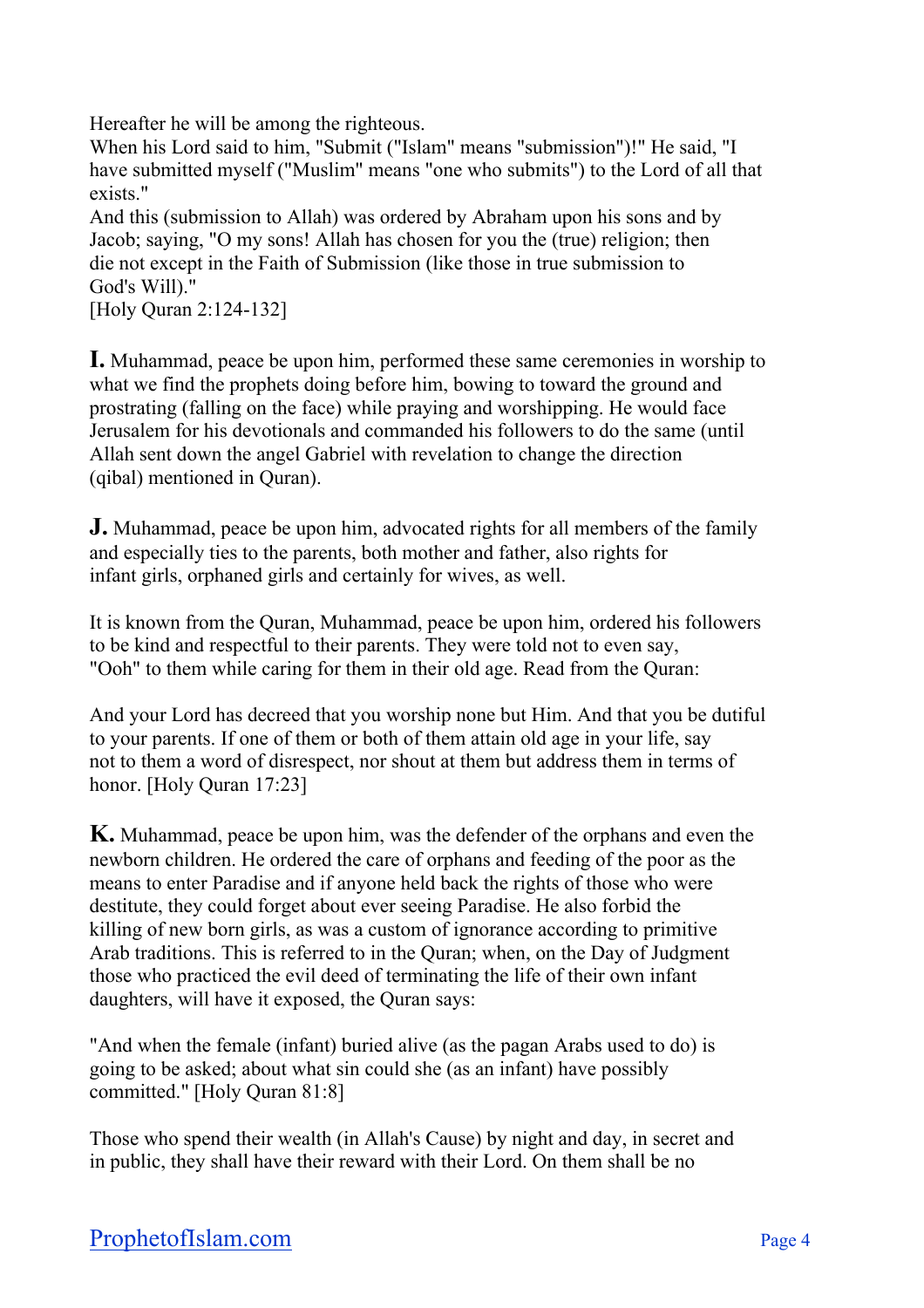Hereafter he will be among the righteous.
When his Lord said to him, "Submit ("Islam" means "submission")!" He said, "I have submitted myself ("Muslim" means "one who submits") to the Lord of all that exists."
And this (submission to Allah) was ordered by Abraham upon his sons and by Jacob; saying, "O my sons! Allah has chosen for you the (true) religion; then die not except in the Faith of Submission (like those in true submission to God's Will)."
[Holy Quran 2:124-132]

**I.** Muhammad, peace be upon him, performed these same ceremonies in worship to what we find the prophets doing before him, bowing to toward the ground and prostrating (falling on the face) while praying and worshipping. He would face Jerusalem for his devotionals and commanded his followers to do the same (until Allah sent down the angel Gabriel with revelation to change the direction (qibal) mentioned in Quran).

**J.** Muhammad, peace be upon him, advocated rights for all members of the family and especially ties to the parents, both mother and father, also rights for infant girls, orphaned girls and certainly for wives, as well.

It is known from the Quran, Muhammad, peace be upon him, ordered his followers to be kind and respectful to their parents. They were told not to even say, "Ooh" to them while caring for them in their old age. Read from the Quran:

And your Lord has decreed that you worship none but Him. And that you be dutiful to your parents. If one of them or both of them attain old age in your life, say not to them a word of disrespect, nor shout at them but address them in terms of honor. [Holy Quran 17:23]

**K.** Muhammad, peace be upon him, was the defender of the orphans and even the newborn children. He ordered the care of orphans and feeding of the poor as the means to enter Paradise and if anyone held back the rights of those who were destitute, they could forget about ever seeing Paradise. He also forbid the killing of new born girls, as was a custom of ignorance according to primitive Arab traditions. This is referred to in the Quran; when, on the Day of Judgment those who practiced the evil deed of terminating the life of their own infant daughters, will have it exposed, the Quran says:

"And when the female (infant) buried alive (as the pagan Arabs used to do) is going to be asked; about what sin could she (as an infant) have possibly committed." [Holy Quran 81:8]

Those who spend their wealth (in Allah's Cause) by night and day, in secret and in public, they shall have their reward with their Lord. On them shall be no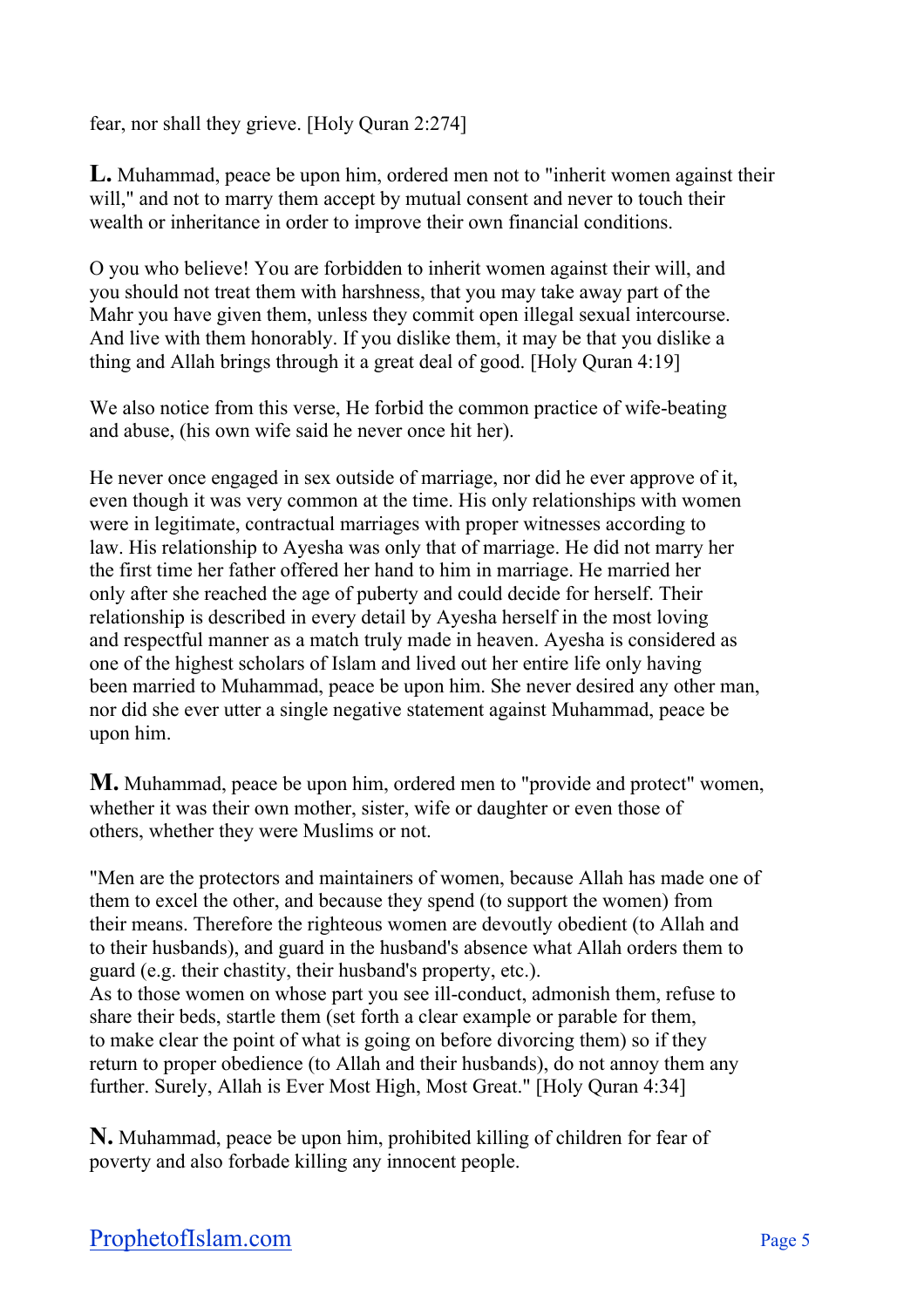fear, nor shall they grieve. [Holy Quran 2:274]

**L.** Muhammad, peace be upon him, ordered men not to "inherit women against their will," and not to marry them accept by mutual consent and never to touch their wealth or inheritance in order to improve their own financial conditions.

O you who believe! You are forbidden to inherit women against their will, and you should not treat them with harshness, that you may take away part of the Mahr you have given them, unless they commit open illegal sexual intercourse. And live with them honorably. If you dislike them, it may be that you dislike a thing and Allah brings through it a great deal of good. [Holy Quran 4:19]

We also notice from this verse, He forbid the common practice of wife-beating and abuse, (his own wife said he never once hit her).

He never once engaged in sex outside of marriage, nor did he ever approve of it, even though it was very common at the time. His only relationships with women were in legitimate, contractual marriages with proper witnesses according to law. His relationship to Ayesha was only that of marriage. He did not marry her the first time her father offered her hand to him in marriage. He married her only after she reached the age of puberty and could decide for herself. Their relationship is described in every detail by Ayesha herself in the most loving and respectful manner as a match truly made in heaven. Ayesha is considered as one of the highest scholars of Islam and lived out her entire life only having been married to Muhammad, peace be upon him. She never desired any other man, nor did she ever utter a single negative statement against Muhammad, peace be upon him.

**M.** Muhammad, peace be upon him, ordered men to "provide and protect" women, whether it was their own mother, sister, wife or daughter or even those of others, whether they were Muslims or not.

"Men are the protectors and maintainers of women, because Allah has made one of them to excel the other, and because they spend (to support the women) from their means. Therefore the righteous women are devoutly obedient (to Allah and to their husbands), and guard in the husband's absence what Allah orders them to guard (e.g. their chastity, their husband's property, etc.).
As to those women on whose part you see ill-conduct, admonish them, refuse to share their beds, startle them (set forth a clear example or parable for them, to make clear the point of what is going on before divorcing them) so if they return to proper obedience (to Allah and their husbands), do not annoy them any further. Surely, Allah is Ever Most High, Most Great." [Holy Quran 4:34]

**N.** Muhammad, peace be upon him, prohibited killing of children for fear of poverty and also forbade killing any innocent people.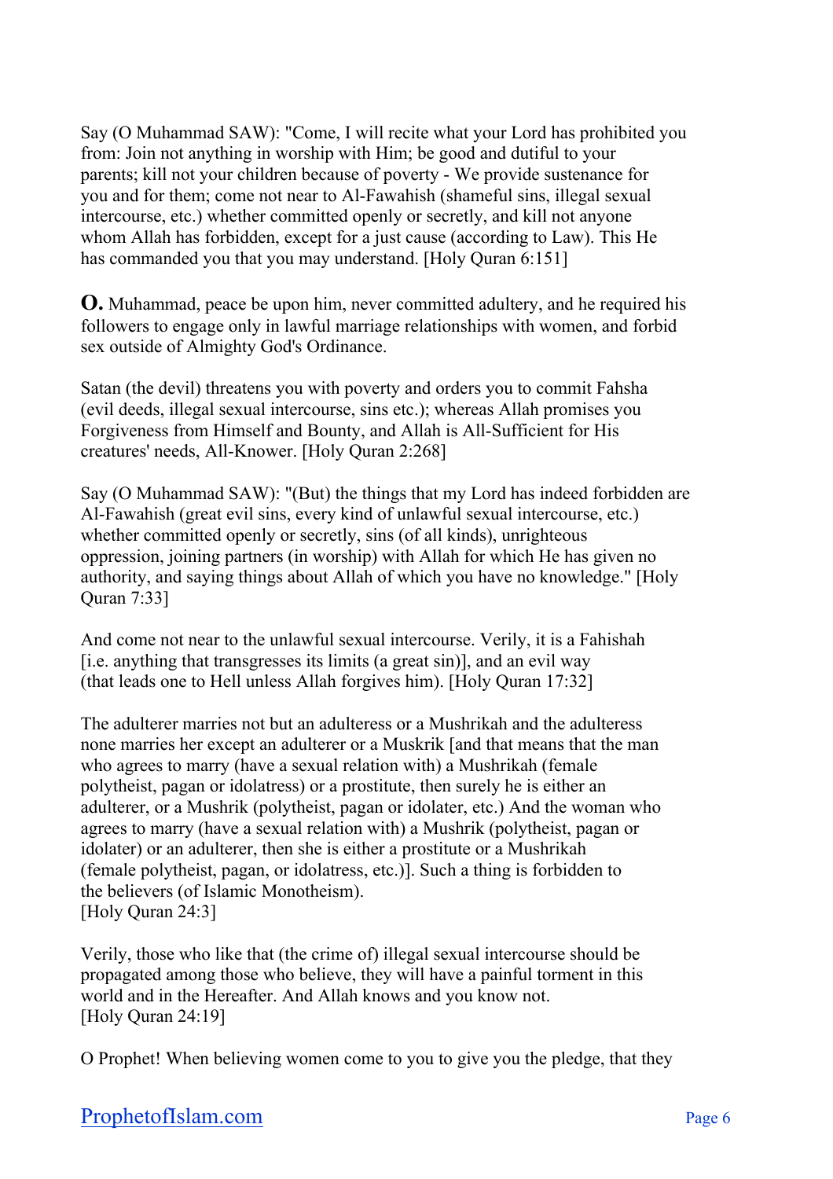Say (O Muhammad SAW): "Come, I will recite what your Lord has prohibited you from: Join not anything in worship with Him; be good and dutiful to your parents; kill not your children because of poverty - We provide sustenance for you and for them; come not near to Al-Fawahish (shameful sins, illegal sexual intercourse, etc.) whether committed openly or secretly, and kill not anyone whom Allah has forbidden, except for a just cause (according to Law). This He has commanded you that you may understand. [Holy Quran 6:151]

**O.** Muhammad, peace be upon him, never committed adultery, and he required his followers to engage only in lawful marriage relationships with women, and forbid sex outside of Almighty God's Ordinance.

Satan (the devil) threatens you with poverty and orders you to commit Fahsha (evil deeds, illegal sexual intercourse, sins etc.); whereas Allah promises you Forgiveness from Himself and Bounty, and Allah is All-Sufficient for His creatures' needs, All-Knower. [Holy Quran 2:268]

Say (O Muhammad SAW): "(But) the things that my Lord has indeed forbidden are Al-Fawahish (great evil sins, every kind of unlawful sexual intercourse, etc.) whether committed openly or secretly, sins (of all kinds), unrighteous oppression, joining partners (in worship) with Allah for which He has given no authority, and saying things about Allah of which you have no knowledge." [Holy Quran 7:33]

And come not near to the unlawful sexual intercourse. Verily, it is a Fahishah [i.e. anything that transgresses its limits (a great sin)], and an evil way (that leads one to Hell unless Allah forgives him). [Holy Quran 17:32]

The adulterer marries not but an adulteress or a Mushrikah and the adulteress none marries her except an adulterer or a Muskrik [and that means that the man who agrees to marry (have a sexual relation with) a Mushrikah (female polytheist, pagan or idolatress) or a prostitute, then surely he is either an adulterer, or a Mushrik (polytheist, pagan or idolater, etc.) And the woman who agrees to marry (have a sexual relation with) a Mushrik (polytheist, pagan or idolater) or an adulterer, then she is either a prostitute or a Mushrikah (female polytheist, pagan, or idolatress, etc.)]. Such a thing is forbidden to the believers (of Islamic Monotheism).
[Holy Quran 24:3]

Verily, those who like that (the crime of) illegal sexual intercourse should be propagated among those who believe, they will have a painful torment in this world and in the Hereafter. And Allah knows and you know not.
[Holy Quran 24:19]

O Prophet! When believing women come to you to give you the pledge, that they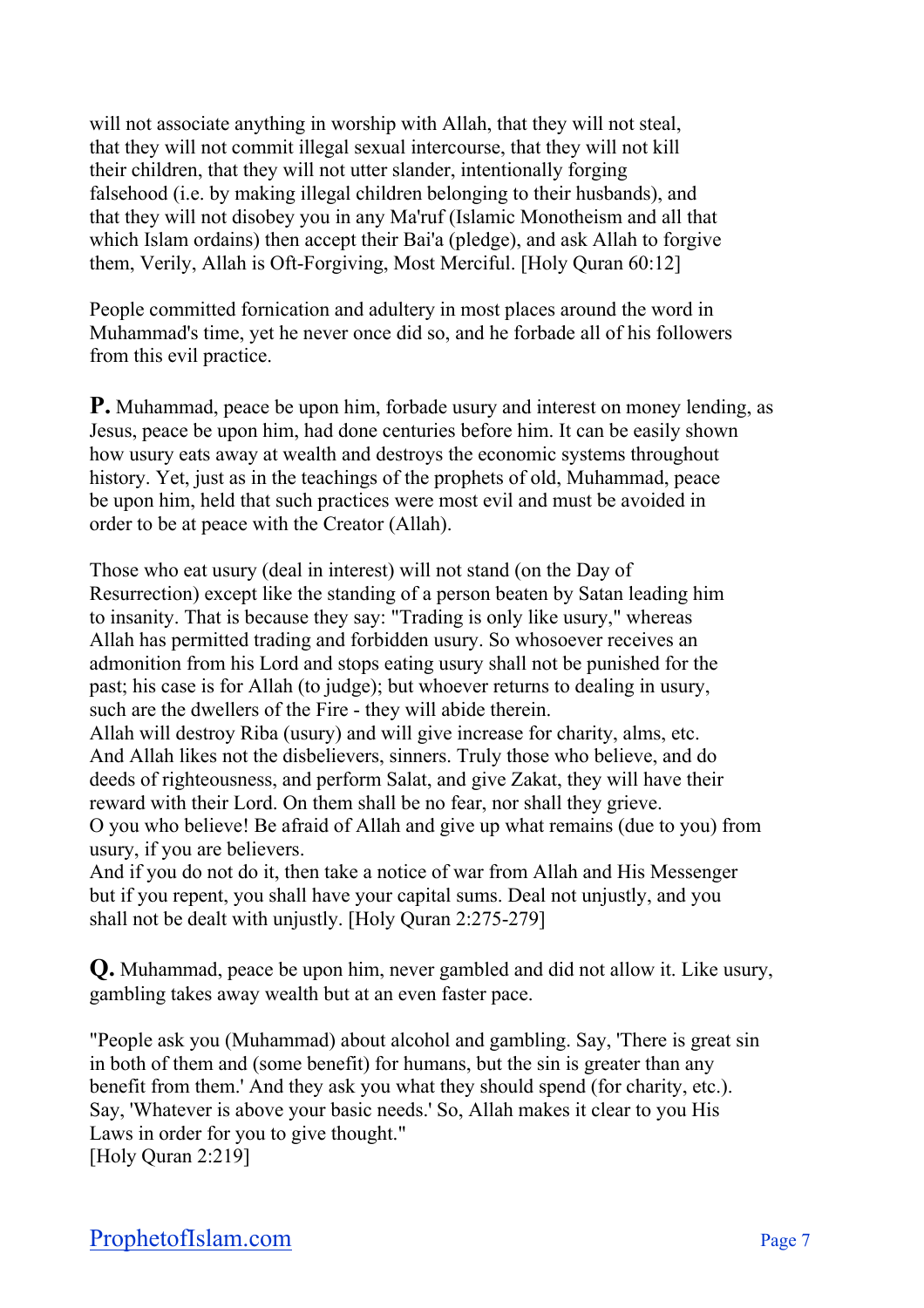will not associate anything in worship with Allah, that they will not steal, that they will not commit illegal sexual intercourse, that they will not kill their children, that they will not utter slander, intentionally forging falsehood (i.e. by making illegal children belonging to their husbands), and that they will not disobey you in any Ma'ruf (Islamic Monotheism and all that which Islam ordains) then accept their Bai'a (pledge), and ask Allah to forgive them, Verily, Allah is Oft-Forgiving, Most Merciful. [Holy Quran 60:12]

People committed fornication and adultery in most places around the word in Muhammad's time, yet he never once did so, and he forbade all of his followers from this evil practice.

**P.** Muhammad, peace be upon him, forbade usury and interest on money lending, as Jesus, peace be upon him, had done centuries before him. It can be easily shown how usury eats away at wealth and destroys the economic systems throughout history. Yet, just as in the teachings of the prophets of old, Muhammad, peace be upon him, held that such practices were most evil and must be avoided in order to be at peace with the Creator (Allah).

Those who eat usury (deal in interest) will not stand (on the Day of Resurrection) except like the standing of a person beaten by Satan leading him to insanity. That is because they say: "Trading is only like usury," whereas Allah has permitted trading and forbidden usury. So whosoever receives an admonition from his Lord and stops eating usury shall not be punished for the past; his case is for Allah (to judge); but whoever returns to dealing in usury, such are the dwellers of the Fire - they will abide therein.
Allah will destroy Riba (usury) and will give increase for charity, alms, etc. And Allah likes not the disbelievers, sinners. Truly those who believe, and do deeds of righteousness, and perform Salat, and give Zakat, they will have their reward with their Lord. On them shall be no fear, nor shall they grieve.
O you who believe! Be afraid of Allah and give up what remains (due to you) from usury, if you are believers.
And if you do not do it, then take a notice of war from Allah and His Messenger but if you repent, you shall have your capital sums. Deal not unjustly, and you shall not be dealt with unjustly. [Holy Quran 2:275-279]

**Q.** Muhammad, peace be upon him, never gambled and did not allow it. Like usury, gambling takes away wealth but at an even faster pace.

"People ask you (Muhammad) about alcohol and gambling. Say, 'There is great sin in both of them and (some benefit) for humans, but the sin is greater than any benefit from them.' And they ask you what they should spend (for charity, etc.). Say, 'Whatever is above your basic needs.' So, Allah makes it clear to you His Laws in order for you to give thought."
[Holy Quran 2:219]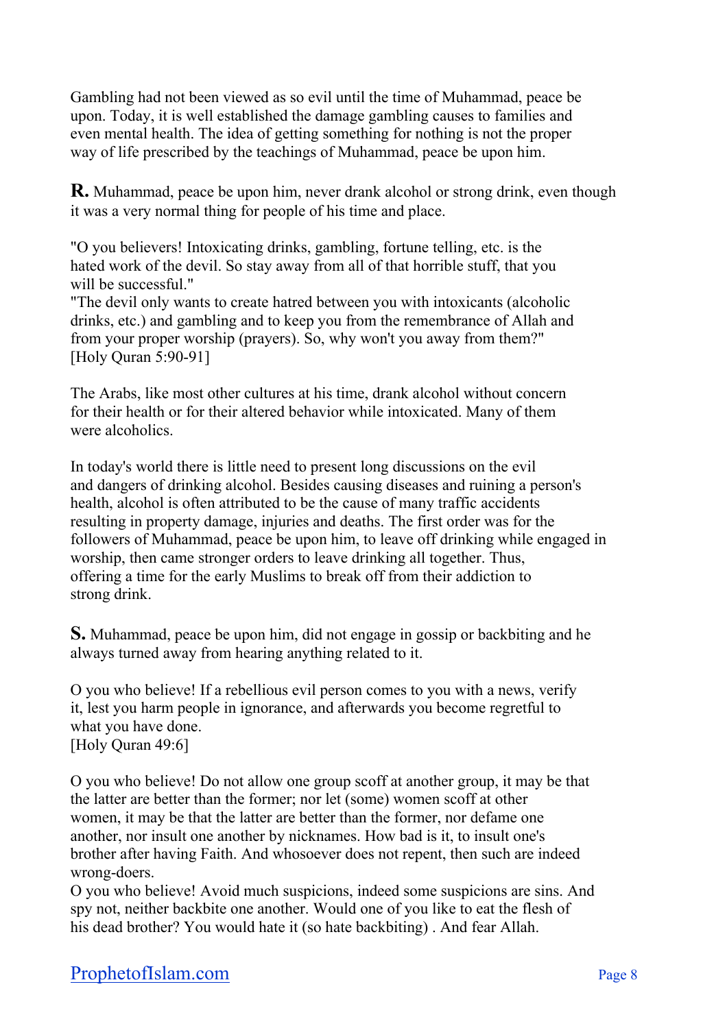Gambling had not been viewed as so evil until the time of Muhammad, peace be upon. Today, it is well established the damage gambling causes to families and even mental health. The idea of getting something for nothing is not the proper way of life prescribed by the teachings of Muhammad, peace be upon him.

**R.** Muhammad, peace be upon him, never drank alcohol or strong drink, even though it was a very normal thing for people of his time and place.

"O you believers! Intoxicating drinks, gambling, fortune telling, etc. is the hated work of the devil. So stay away from all of that horrible stuff, that you will be successful."
"The devil only wants to create hatred between you with intoxicants (alcoholic drinks, etc.) and gambling and to keep you from the remembrance of Allah and from your proper worship (prayers). So, why won't you away from them?"
[Holy Quran 5:90-91]

The Arabs, like most other cultures at his time, drank alcohol without concern for their health or for their altered behavior while intoxicated. Many of them were alcoholics.

In today's world there is little need to present long discussions on the evil and dangers of drinking alcohol. Besides causing diseases and ruining a person's health, alcohol is often attributed to be the cause of many traffic accidents resulting in property damage, injuries and deaths. The first order was for the followers of Muhammad, peace be upon him, to leave off drinking while engaged in worship, then came stronger orders to leave drinking all together. Thus, offering a time for the early Muslims to break off from their addiction to strong drink.

**S.** Muhammad, peace be upon him, did not engage in gossip or backbiting and he always turned away from hearing anything related to it.

O you who believe! If a rebellious evil person comes to you with a news, verify it, lest you harm people in ignorance, and afterwards you become regretful to what you have done.
[Holy Quran 49:6]

O you who believe! Do not allow one group scoff at another group, it may be that the latter are better than the former; nor let (some) women scoff at other women, it may be that the latter are better than the former, nor defame one another, nor insult one another by nicknames. How bad is it, to insult one's brother after having Faith. And whosoever does not repent, then such are indeed wrong-doers.
O you who believe! Avoid much suspicions, indeed some suspicions are sins. And spy not, neither backbite one another. Would one of you like to eat the flesh of his dead brother? You would hate it (so hate backbiting) . And fear Allah.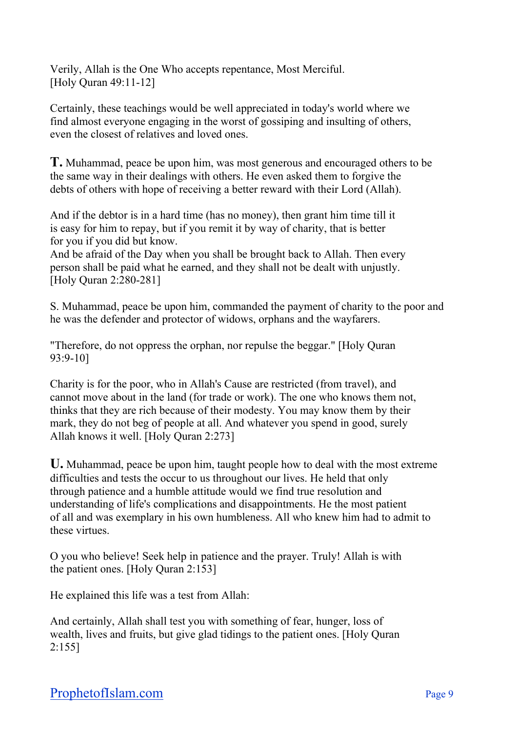Verily, Allah is the One Who accepts repentance, Most Merciful. [Holy Quran 49:11-12]

Certainly, these teachings would be well appreciated in today's world where we find almost everyone engaging in the worst of gossiping and insulting of others, even the closest of relatives and loved ones.

**T.** Muhammad, peace be upon him, was most generous and encouraged others to be the same way in their dealings with others. He even asked them to forgive the debts of others with hope of receiving a better reward with their Lord (Allah).

And if the debtor is in a hard time (has no money), then grant him time till it is easy for him to repay, but if you remit it by way of charity, that is better for you if you did but know.
And be afraid of the Day when you shall be brought back to Allah. Then every person shall be paid what he earned, and they shall not be dealt with unjustly. [Holy Quran 2:280-281]

S. Muhammad, peace be upon him, commanded the payment of charity to the poor and he was the defender and protector of widows, orphans and the wayfarers.

"Therefore, do not oppress the orphan, nor repulse the beggar." [Holy Quran 93:9-10]

Charity is for the poor, who in Allah's Cause are restricted (from travel), and cannot move about in the land (for trade or work). The one who knows them not, thinks that they are rich because of their modesty. You may know them by their mark, they do not beg of people at all. And whatever you spend in good, surely Allah knows it well. [Holy Quran 2:273]

**U.** Muhammad, peace be upon him, taught people how to deal with the most extreme difficulties and tests the occur to us throughout our lives. He held that only through patience and a humble attitude would we find true resolution and understanding of life's complications and disappointments. He the most patient of all and was exemplary in his own humbleness. All who knew him had to admit to these virtues.

O you who believe! Seek help in patience and the prayer. Truly! Allah is with the patient ones. [Holy Quran 2:153]

He explained this life was a test from Allah:

And certainly, Allah shall test you with something of fear, hunger, loss of wealth, lives and fruits, but give glad tidings to the patient ones. [Holy Quran 2:155]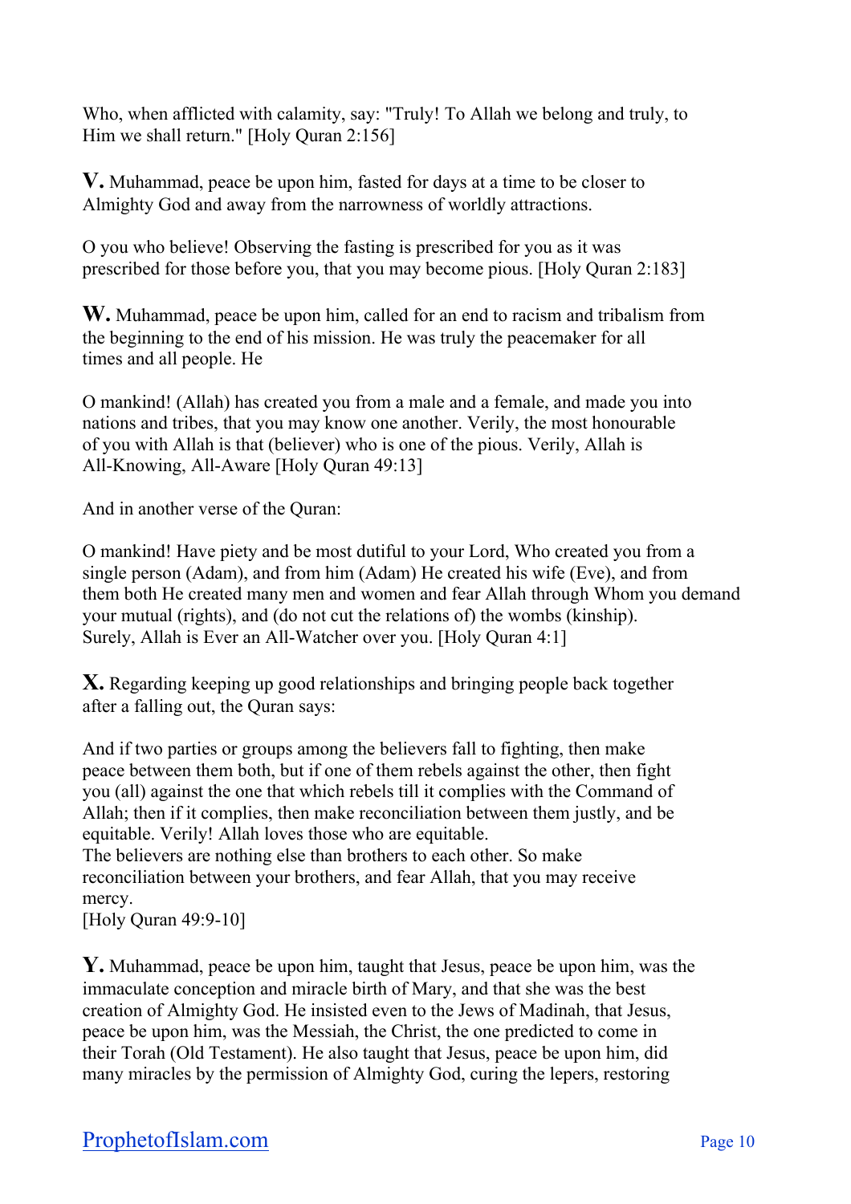Who, when afflicted with calamity, say: "Truly! To Allah we belong and truly, to Him we shall return." [Holy Quran 2:156]

**V.** Muhammad, peace be upon him, fasted for days at a time to be closer to Almighty God and away from the narrowness of worldly attractions.

O you who believe! Observing the fasting is prescribed for you as it was prescribed for those before you, that you may become pious. [Holy Quran 2:183]

**W.** Muhammad, peace be upon him, called for an end to racism and tribalism from the beginning to the end of his mission. He was truly the peacemaker for all times and all people. He

O mankind! (Allah) has created you from a male and a female, and made you into nations and tribes, that you may know one another. Verily, the most honourable of you with Allah is that (believer) who is one of the pious. Verily, Allah is All-Knowing, All-Aware [Holy Quran 49:13]

And in another verse of the Quran:

O mankind! Have piety and be most dutiful to your Lord, Who created you from a single person (Adam), and from him (Adam) He created his wife (Eve), and from them both He created many men and women and fear Allah through Whom you demand your mutual (rights), and (do not cut the relations of) the wombs (kinship). Surely, Allah is Ever an All-Watcher over you. [Holy Quran 4:1]

**X.** Regarding keeping up good relationships and bringing people back together after a falling out, the Quran says:

And if two parties or groups among the believers fall to fighting, then make peace between them both, but if one of them rebels against the other, then fight you (all) against the one that which rebels till it complies with the Command of Allah; then if it complies, then make reconciliation between them justly, and be equitable. Verily! Allah loves those who are equitable.
The believers are nothing else than brothers to each other. So make reconciliation between your brothers, and fear Allah, that you may receive mercy.
[Holy Quran 49:9-10]

**Y.** Muhammad, peace be upon him, taught that Jesus, peace be upon him, was the immaculate conception and miracle birth of Mary, and that she was the best creation of Almighty God. He insisted even to the Jews of Madinah, that Jesus, peace be upon him, was the Messiah, the Christ, the one predicted to come in their Torah (Old Testament). He also taught that Jesus, peace be upon him, did many miracles by the permission of Almighty God, curing the lepers, restoring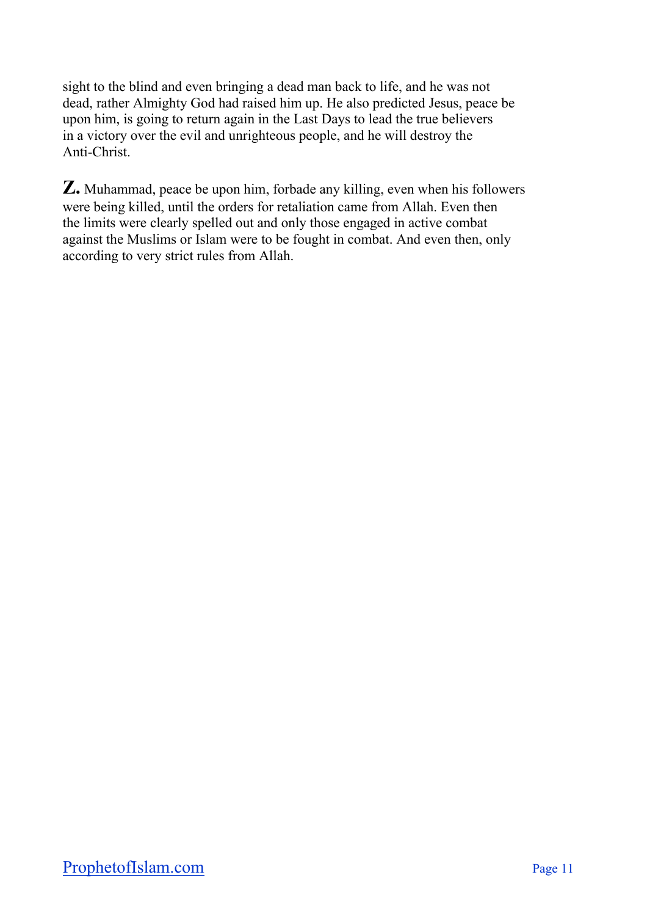sight to the blind and even bringing a dead man back to life, and he was not dead, rather Almighty God had raised him up. He also predicted Jesus, peace be upon him, is going to return again in the Last Days to lead the true believers in a victory over the evil and unrighteous people, and he will destroy the Anti-Christ.

**Z.** Muhammad, peace be upon him, forbade any killing, even when his followers were being killed, until the orders for retaliation came from Allah. Even then the limits were clearly spelled out and only those engaged in active combat against the Muslims or Islam were to be fought in combat. And even then, only according to very strict rules from Allah.